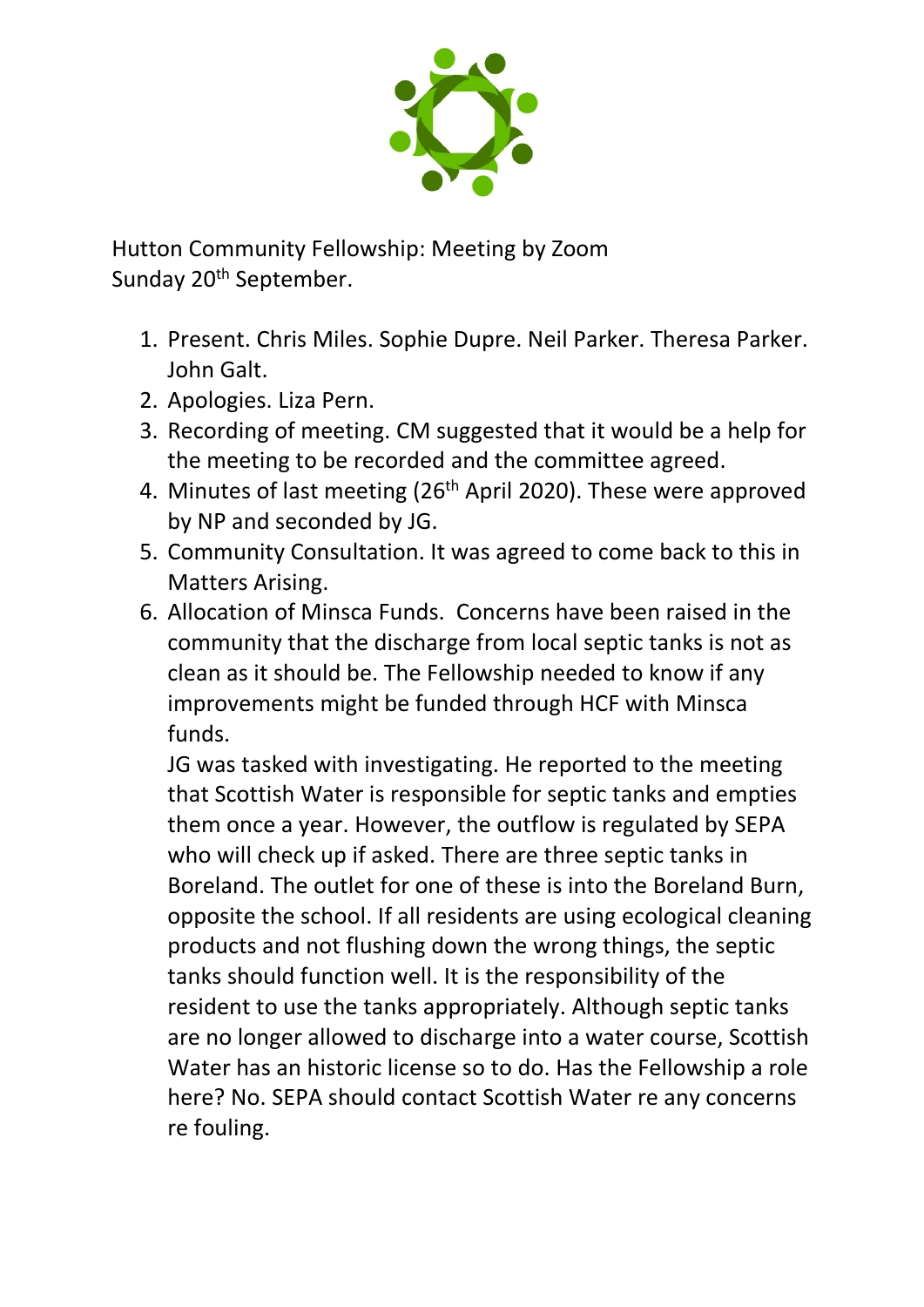Hutton Community Fellowship: Meeting by Zoom
Sunday 20th September.

1. Present. Chris Miles. Sophie Dupre. Neil Parker. Theresa Parker. John Galt.
2. Apologies. Liza Pern.
3. Recording of meeting. CM suggested that it would be a help for the meeting to be recorded and the committee agreed.
4. Minutes of last meeting (26th April 2020). These were approved by NP and seconded by JG.
5. Community Consultation. It was agreed to come back to this in Matters Arising.
6. Allocation of Minsca Funds. Concerns have been raised in the community that the discharge from local septic tanks is not as clean as it should be. The Fellowship needed to know if any improvements might be funded through HCF with Minsca funds.
   JG was tasked with investigating. He reported to the meeting that Scottish Water is responsible for septic tanks and empties them once a year. However, the outflow is regulated by SEPA who will check up if asked. There are three septic tanks in Boreland. The outlet for one of these is into the Boreland Burn, opposite the school. If all residents are using ecological cleaning products and not flushing down the wrong things, the septic tanks should function well. It is the responsibility of the resident to use the tanks appropriately. Although septic tanks are no longer allowed to discharge into a water course, Scottish Water has an historic license so to do. Has the Fellowship a role here? No. SEPA should contact Scottish Water re any concerns re fouling.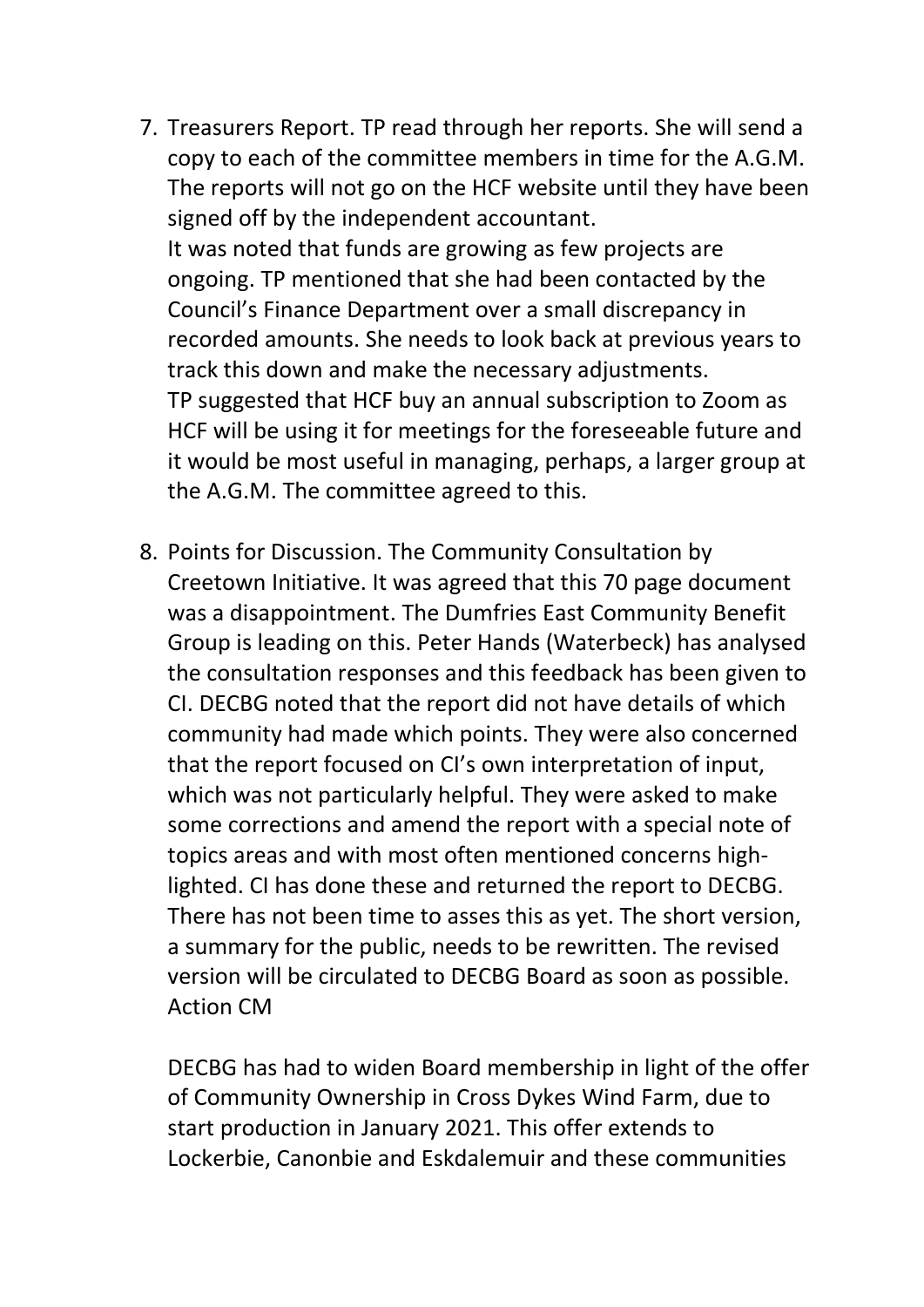7. Treasurers Report. TP read through her reports. She will send a copy to each of the committee members in time for the A.G.M. The reports will not go on the HCF website until they have been signed off by the independent accountant.
   It was noted that funds are growing as few projects are ongoing. TP mentioned that she had been contacted by the Council's Finance Department over a small discrepancy in recorded amounts. She needs to look back at previous years to track this down and make the necessary adjustments.
   TP suggested that HCF buy an annual subscription to Zoom as HCF will be using it for meetings for the foreseeable future and it would be most useful in managing, perhaps, a larger group at the A.G.M. The committee agreed to this.

8. Points for Discussion. The Community Consultation by Creetown Initiative. It was agreed that this 70 page document was a disappointment. The Dumfries East Community Benefit Group is leading on this. Peter Hands (Waterbeck) has analysed the consultation responses and this feedback has been given to CI. DECBG noted that the report did not have details of which community had made which points. They were also concerned that the report focused on CI's own interpretation of input, which was not particularly helpful. They were asked to make some corrections and amend the report with a special note of topics areas and with most often mentioned concerns high-lighted. CI has done these and returned the report to DECBG. There has not been time to asses this as yet. The short version, a summary for the public, needs to be rewritten. The revised version will be circulated to DECBG Board as soon as possible. Action CM

   DECBG has had to widen Board membership in light of the offer of Community Ownership in Cross Dykes Wind Farm, due to start production in January 2021. This offer extends to Lockerbie, Canonbie and Eskdalemuir and these communities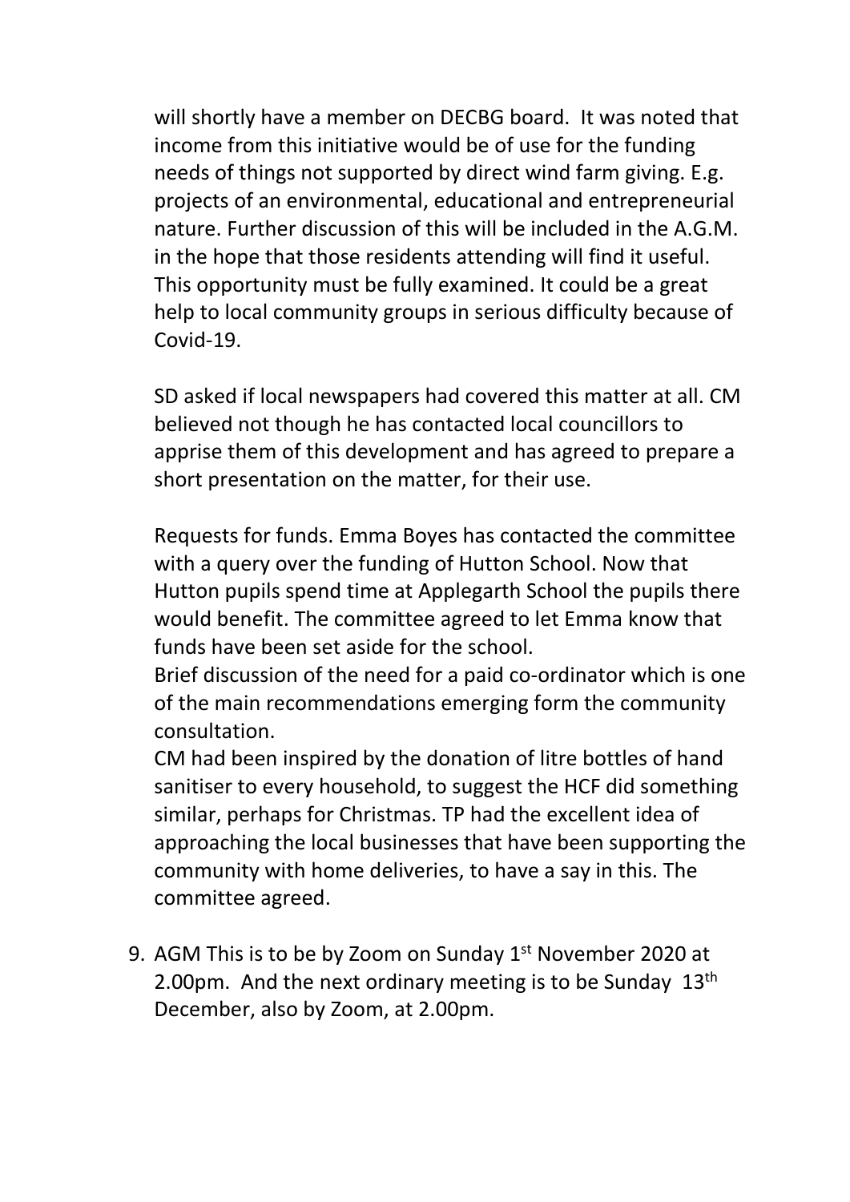will shortly have a member on DECBG board. It was noted that income from this initiative would be of use for the funding needs of things not supported by direct wind farm giving. E.g. projects of an environmental, educational and entrepreneurial nature. Further discussion of this will be included in the A.G.M. in the hope that those residents attending will find it useful. This opportunity must be fully examined. It could be a great help to local community groups in serious difficulty because of Covid-19.

SD asked if local newspapers had covered this matter at all. CM believed not though he has contacted local councillors to apprise them of this development and has agreed to prepare a short presentation on the matter, for their use.

Requests for funds. Emma Boyes has contacted the committee with a query over the funding of Hutton School. Now that Hutton pupils spend time at Applegarth School the pupils there would benefit. The committee agreed to let Emma know that funds have been set aside for the school.
Brief discussion of the need for a paid co-ordinator which is one of the main recommendations emerging form the community consultation.
CM had been inspired by the donation of litre bottles of hand sanitiser to every household, to suggest the HCF did something similar, perhaps for Christmas. TP had the excellent idea of approaching the local businesses that have been supporting the community with home deliveries, to have a say in this. The committee agreed.

9. AGM This is to be by Zoom on Sunday 1st November 2020 at 2.00pm. And the next ordinary meeting is to be Sunday 13th December, also by Zoom, at 2.00pm.